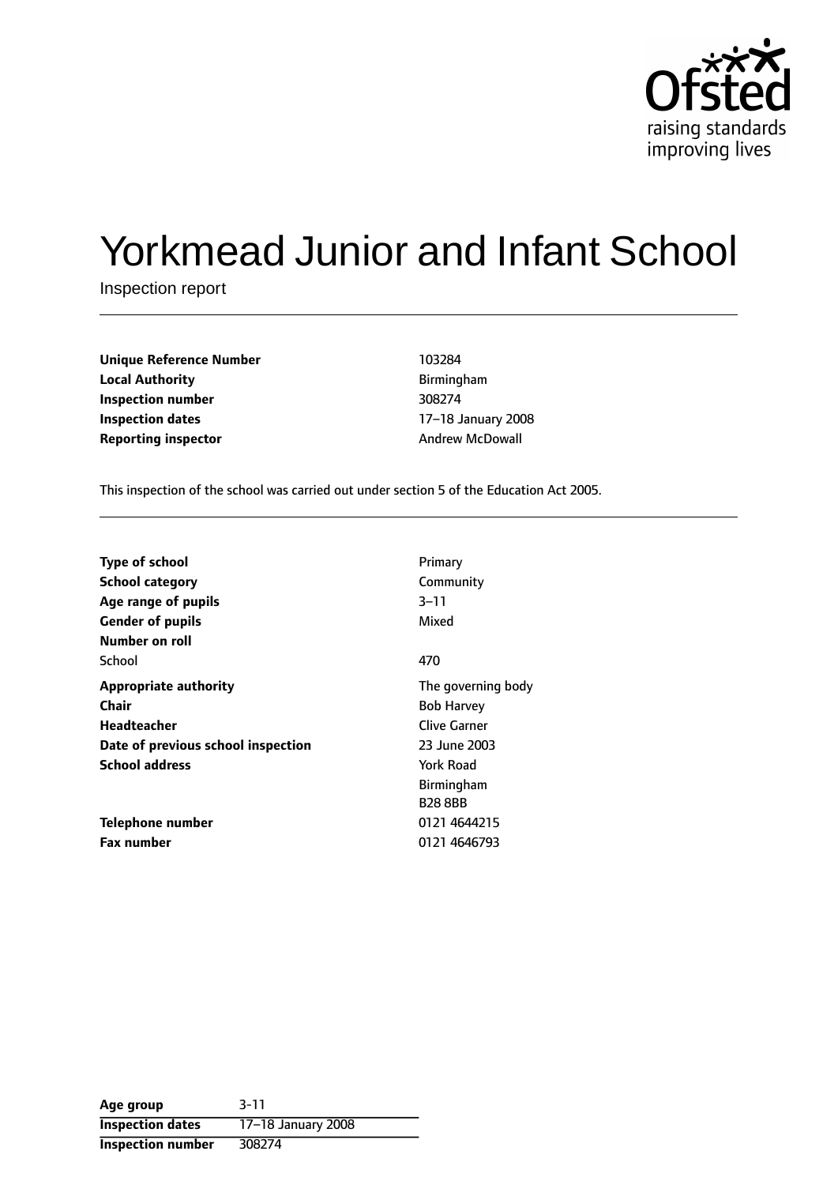Ofsted
raising standards
improving lives

# Yorkmead Junior and Infant School

Inspection report

| | |
|---|---|
| **Unique Reference Number** | 103284 |
| **Local Authority** | Birmingham |
| **Inspection number** | 308274 |
| **Inspection dates** | 17–18 January 2008 |
| **Reporting inspector** | Andrew McDowall |

This inspection of the school was carried out under section 5 of the Education Act 2005.

| | |
|---|---|
| **Type of school** | Primary |
| **School category** | Community |
| **Age range of pupils** | 3–11 |
| **Gender of pupils** | Mixed |
| **Number on roll** | |
| School | 470 |
| **Appropriate authority** | The governing body |
| **Chair** | Bob Harvey |
| **Headteacher** | Clive Garner |
| **Date of previous school inspection** | 23 June 2003 |
| **School address** | York Road<br>Birmingham<br>B28 8BB |
| **Telephone number** | 0121 4644215 |
| **Fax number** | 0121 4646793 |

| | |
|---|---|
| **Age group** | 3-11 |
| **Inspection dates** | 17–18 January 2008 |
| **Inspection number** | 308274 |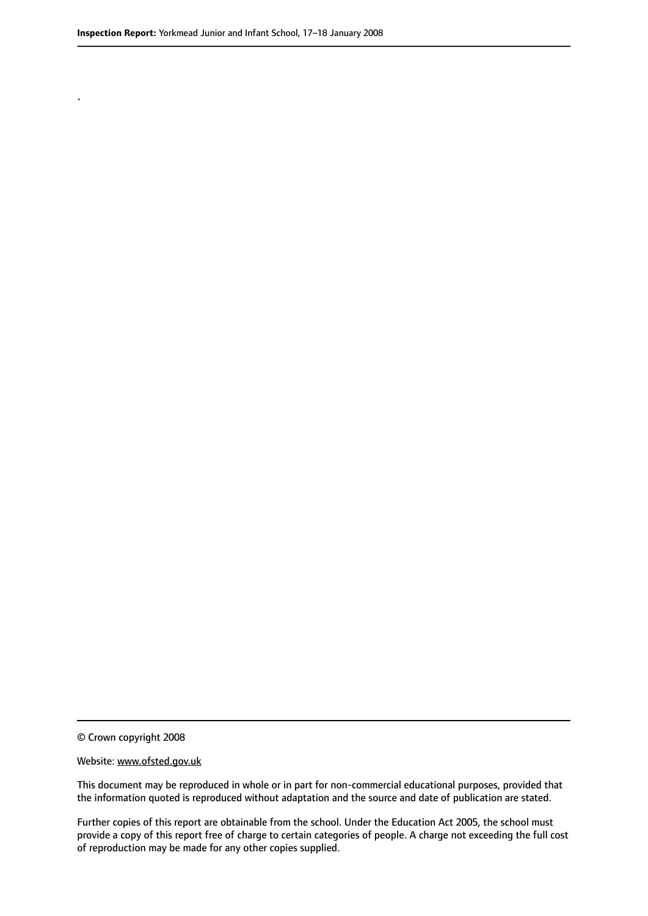.

© Crown copyright 2008

Website: www.ofsted.gov.uk

This document may be reproduced in whole or in part for non-commercial educational purposes, provided that the information quoted is reproduced without adaptation and the source and date of publication are stated.

Further copies of this report are obtainable from the school. Under the Education Act 2005, the school must provide a copy of this report free of charge to certain categories of people. A charge not exceeding the full cost of reproduction may be made for any other copies supplied.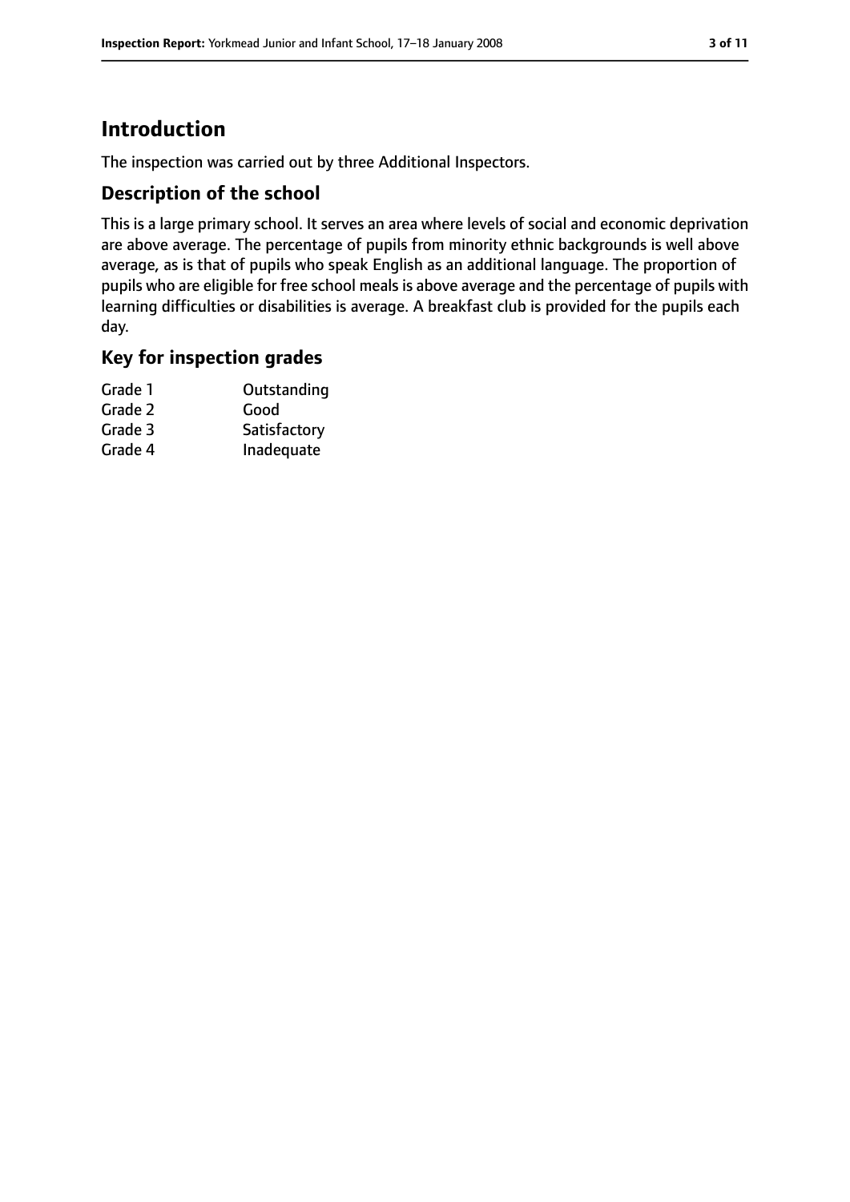# Introduction

The inspection was carried out by three Additional Inspectors.

## Description of the school

This is a large primary school. It serves an area where levels of social and economic deprivation are above average. The percentage of pupils from minority ethnic backgrounds is well above average, as is that of pupils who speak English as an additional language. The proportion of pupils who are eligible for free school meals is above average and the percentage of pupils with learning difficulties or disabilities is average. A breakfast club is provided for the pupils each day.

## Key for inspection grades

| | |
|---|---|
| Grade 1 | Outstanding |
| Grade 2 | Good |
| Grade 3 | Satisfactory |
| Grade 4 | Inadequate |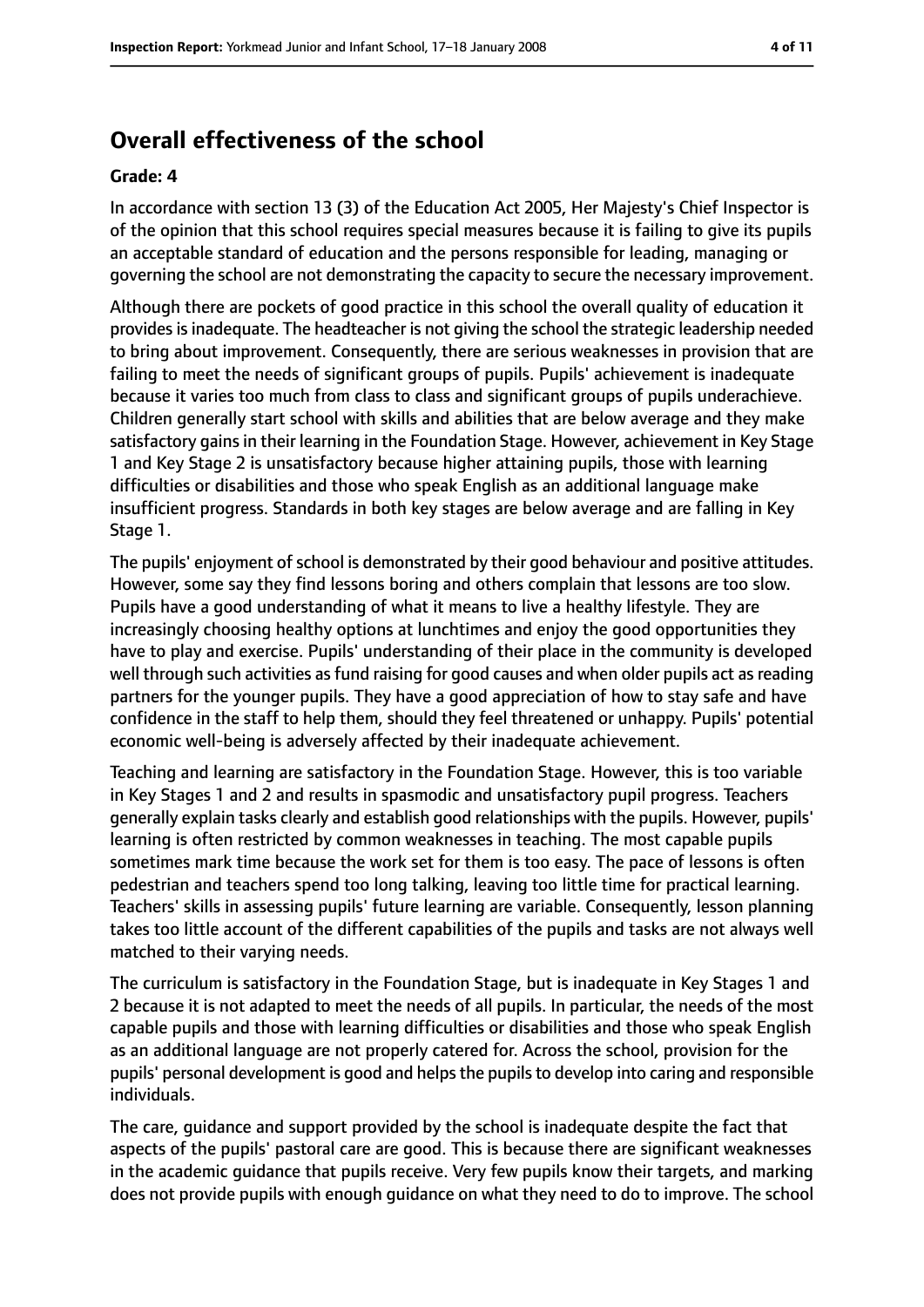## Overall effectiveness of the school

### Grade: 4

In accordance with section 13 (3) of the Education Act 2005, Her Majesty's Chief Inspector is of the opinion that this school requires special measures because it is failing to give its pupils an acceptable standard of education and the persons responsible for leading, managing or governing the school are not demonstrating the capacity to secure the necessary improvement.

Although there are pockets of good practice in this school the overall quality of education it provides is inadequate. The headteacher is not giving the school the strategic leadership needed to bring about improvement. Consequently, there are serious weaknesses in provision that are failing to meet the needs of significant groups of pupils. Pupils' achievement is inadequate because it varies too much from class to class and significant groups of pupils underachieve. Children generally start school with skills and abilities that are below average and they make satisfactory gains in their learning in the Foundation Stage. However, achievement in Key Stage 1 and Key Stage 2 is unsatisfactory because higher attaining pupils, those with learning difficulties or disabilities and those who speak English as an additional language make insufficient progress. Standards in both key stages are below average and are falling in Key Stage 1.

The pupils' enjoyment of school is demonstrated by their good behaviour and positive attitudes. However, some say they find lessons boring and others complain that lessons are too slow. Pupils have a good understanding of what it means to live a healthy lifestyle. They are increasingly choosing healthy options at lunchtimes and enjoy the good opportunities they have to play and exercise. Pupils' understanding of their place in the community is developed well through such activities as fund raising for good causes and when older pupils act as reading partners for the younger pupils. They have a good appreciation of how to stay safe and have confidence in the staff to help them, should they feel threatened or unhappy. Pupils' potential economic well-being is adversely affected by their inadequate achievement.

Teaching and learning are satisfactory in the Foundation Stage. However, this is too variable in Key Stages 1 and 2 and results in spasmodic and unsatisfactory pupil progress. Teachers generally explain tasks clearly and establish good relationships with the pupils. However, pupils' learning is often restricted by common weaknesses in teaching. The most capable pupils sometimes mark time because the work set for them is too easy. The pace of lessons is often pedestrian and teachers spend too long talking, leaving too little time for practical learning. Teachers' skills in assessing pupils' future learning are variable. Consequently, lesson planning takes too little account of the different capabilities of the pupils and tasks are not always well matched to their varying needs.

The curriculum is satisfactory in the Foundation Stage, but is inadequate in Key Stages 1 and 2 because it is not adapted to meet the needs of all pupils. In particular, the needs of the most capable pupils and those with learning difficulties or disabilities and those who speak English as an additional language are not properly catered for. Across the school, provision for the pupils' personal development is good and helps the pupils to develop into caring and responsible individuals.

The care, guidance and support provided by the school is inadequate despite the fact that aspects of the pupils' pastoral care are good. This is because there are significant weaknesses in the academic guidance that pupils receive. Very few pupils know their targets, and marking does not provide pupils with enough guidance on what they need to do to improve. The school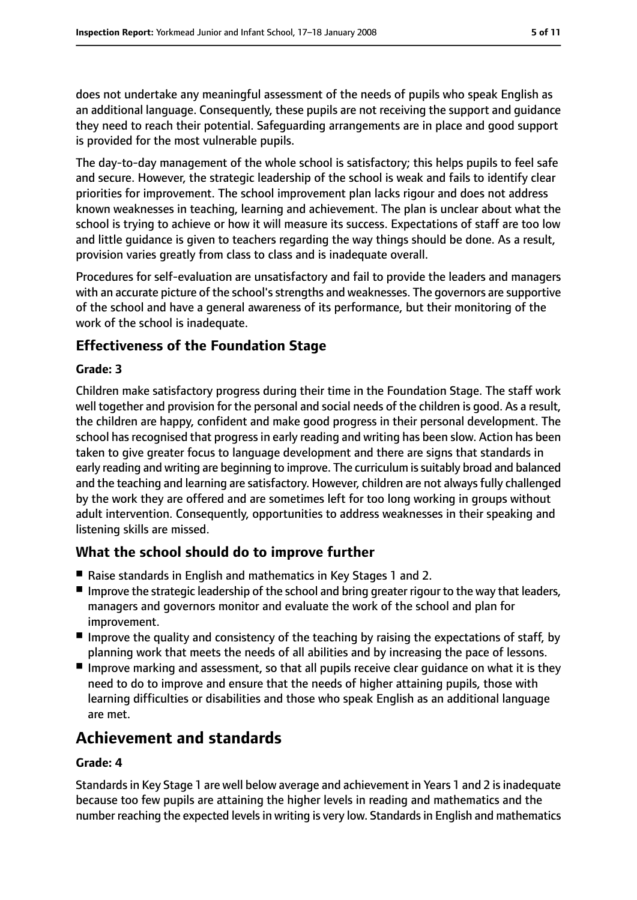does not undertake any meaningful assessment of the needs of pupils who speak English as an additional language. Consequently, these pupils are not receiving the support and guidance they need to reach their potential. Safeguarding arrangements are in place and good support is provided for the most vulnerable pupils.

The day-to-day management of the whole school is satisfactory; this helps pupils to feel safe and secure. However, the strategic leadership of the school is weak and fails to identify clear priorities for improvement. The school improvement plan lacks rigour and does not address known weaknesses in teaching, learning and achievement. The plan is unclear about what the school is trying to achieve or how it will measure its success. Expectations of staff are too low and little guidance is given to teachers regarding the way things should be done. As a result, provision varies greatly from class to class and is inadequate overall.

Procedures for self-evaluation are unsatisfactory and fail to provide the leaders and managers with an accurate picture of the school's strengths and weaknesses. The governors are supportive of the school and have a general awareness of its performance, but their monitoring of the work of the school is inadequate.

### Effectiveness of the Foundation Stage

#### Grade: 3

Children make satisfactory progress during their time in the Foundation Stage. The staff work well together and provision for the personal and social needs of the children is good. As a result, the children are happy, confident and make good progress in their personal development. The school has recognised that progress in early reading and writing has been slow. Action has been taken to give greater focus to language development and there are signs that standards in early reading and writing are beginning to improve. The curriculum is suitably broad and balanced and the teaching and learning are satisfactory. However, children are not always fully challenged by the work they are offered and are sometimes left for too long working in groups without adult intervention. Consequently, opportunities to address weaknesses in their speaking and listening skills are missed.

### What the school should do to improve further

- Raise standards in English and mathematics in Key Stages 1 and 2.
- Improve the strategic leadership of the school and bring greater rigour to the way that leaders, managers and governors monitor and evaluate the work of the school and plan for improvement.
- Improve the quality and consistency of the teaching by raising the expectations of staff, by planning work that meets the needs of all abilities and by increasing the pace of lessons.
- Improve marking and assessment, so that all pupils receive clear guidance on what it is they need to do to improve and ensure that the needs of higher attaining pupils, those with learning difficulties or disabilities and those who speak English as an additional language are met.

## Achievement and standards

#### Grade: 4

Standards in Key Stage 1 are well below average and achievement in Years 1 and 2 is inadequate because too few pupils are attaining the higher levels in reading and mathematics and the number reaching the expected levels in writing is very low. Standards in English and mathematics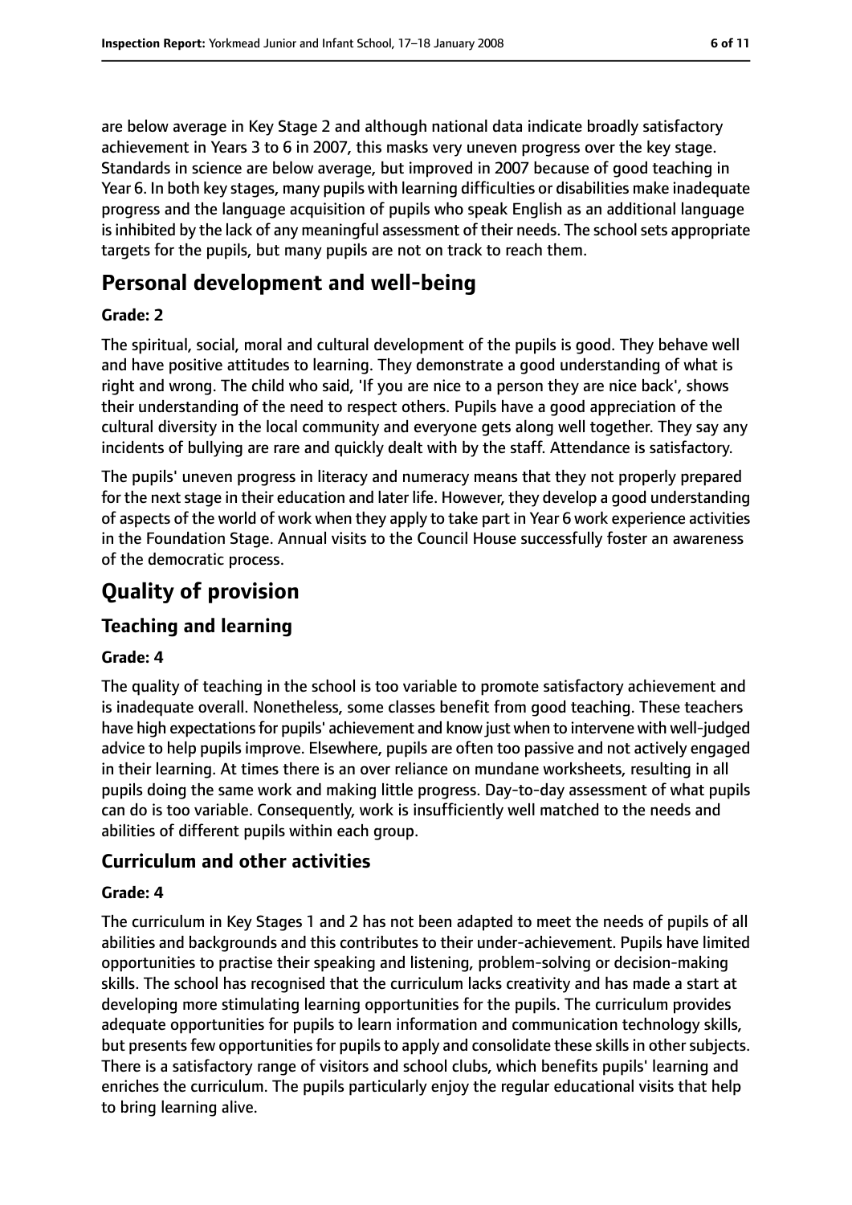are below average in Key Stage 2 and although national data indicate broadly satisfactory achievement in Years 3 to 6 in 2007, this masks very uneven progress over the key stage. Standards in science are below average, but improved in 2007 because of good teaching in Year 6. In both key stages, many pupils with learning difficulties or disabilities make inadequate progress and the language acquisition of pupils who speak English as an additional language is inhibited by the lack of any meaningful assessment of their needs. The school sets appropriate targets for the pupils, but many pupils are not on track to reach them.

## Personal development and well-being

### Grade: 2

The spiritual, social, moral and cultural development of the pupils is good. They behave well and have positive attitudes to learning. They demonstrate a good understanding of what is right and wrong. The child who said, 'If you are nice to a person they are nice back', shows their understanding of the need to respect others. Pupils have a good appreciation of the cultural diversity in the local community and everyone gets along well together. They say any incidents of bullying are rare and quickly dealt with by the staff. Attendance is satisfactory.

The pupils' uneven progress in literacy and numeracy means that they not properly prepared for the next stage in their education and later life. However, they develop a good understanding of aspects of the world of work when they apply to take part in Year 6 work experience activities in the Foundation Stage. Annual visits to the Council House successfully foster an awareness of the democratic process.

# Quality of provision

## Teaching and learning

### Grade: 4

The quality of teaching in the school is too variable to promote satisfactory achievement and is inadequate overall. Nonetheless, some classes benefit from good teaching. These teachers have high expectations for pupils' achievement and know just when to intervene with well-judged advice to help pupils improve. Elsewhere, pupils are often too passive and not actively engaged in their learning. At times there is an over reliance on mundane worksheets, resulting in all pupils doing the same work and making little progress. Day-to-day assessment of what pupils can do is too variable. Consequently, work is insufficiently well matched to the needs and abilities of different pupils within each group.

## Curriculum and other activities

### Grade: 4

The curriculum in Key Stages 1 and 2 has not been adapted to meet the needs of pupils of all abilities and backgrounds and this contributes to their under-achievement. Pupils have limited opportunities to practise their speaking and listening, problem-solving or decision-making skills. The school has recognised that the curriculum lacks creativity and has made a start at developing more stimulating learning opportunities for the pupils. The curriculum provides adequate opportunities for pupils to learn information and communication technology skills, but presents few opportunities for pupils to apply and consolidate these skills in other subjects. There is a satisfactory range of visitors and school clubs, which benefits pupils' learning and enriches the curriculum. The pupils particularly enjoy the regular educational visits that help to bring learning alive.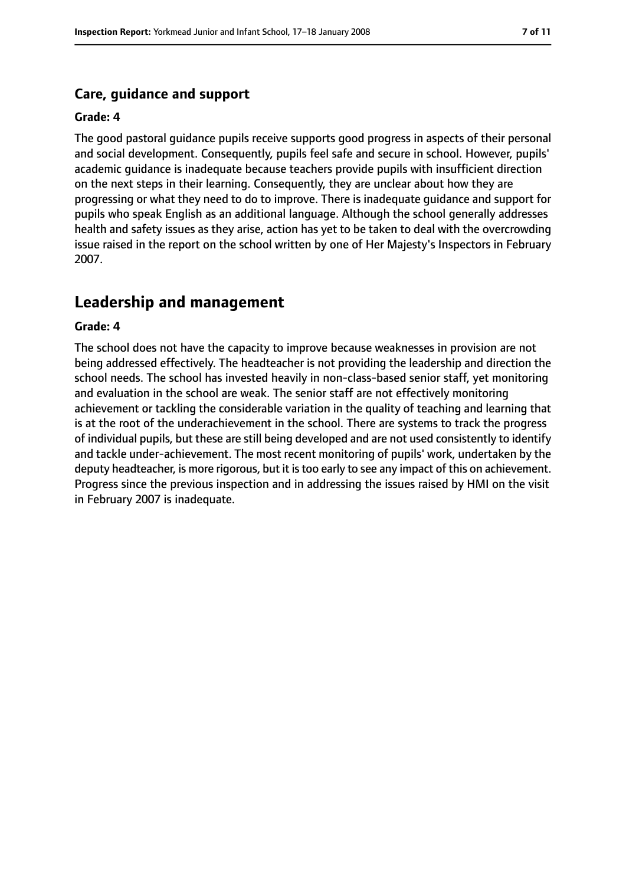### Care, guidance and support

#### Grade: 4

The good pastoral guidance pupils receive supports good progress in aspects of their personal and social development. Consequently, pupils feel safe and secure in school. However, pupils' academic guidance is inadequate because teachers provide pupils with insufficient direction on the next steps in their learning. Consequently, they are unclear about how they are progressing or what they need to do to improve. There is inadequate guidance and support for pupils who speak English as an additional language. Although the school generally addresses health and safety issues as they arise, action has yet to be taken to deal with the overcrowding issue raised in the report on the school written by one of Her Majesty's Inspectors in February 2007.

## Leadership and management

#### Grade: 4

The school does not have the capacity to improve because weaknesses in provision are not being addressed effectively. The headteacher is not providing the leadership and direction the school needs. The school has invested heavily in non-class-based senior staff, yet monitoring and evaluation in the school are weak. The senior staff are not effectively monitoring achievement or tackling the considerable variation in the quality of teaching and learning that is at the root of the underachievement in the school. There are systems to track the progress of individual pupils, but these are still being developed and are not used consistently to identify and tackle under-achievement. The most recent monitoring of pupils' work, undertaken by the deputy headteacher, is more rigorous, but it is too early to see any impact of this on achievement. Progress since the previous inspection and in addressing the issues raised by HMI on the visit in February 2007 is inadequate.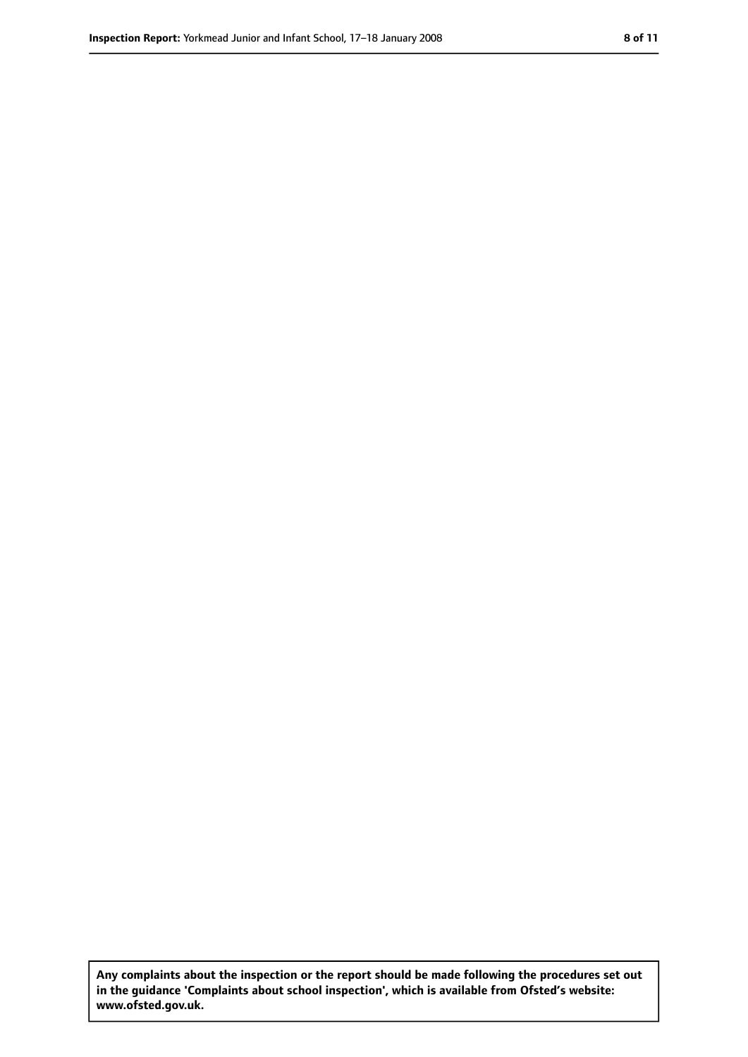**Any complaints about the inspection or the report should be made following the procedures set out in the guidance 'Complaints about school inspection', which is available from Ofsted's website: www.ofsted.gov.uk.**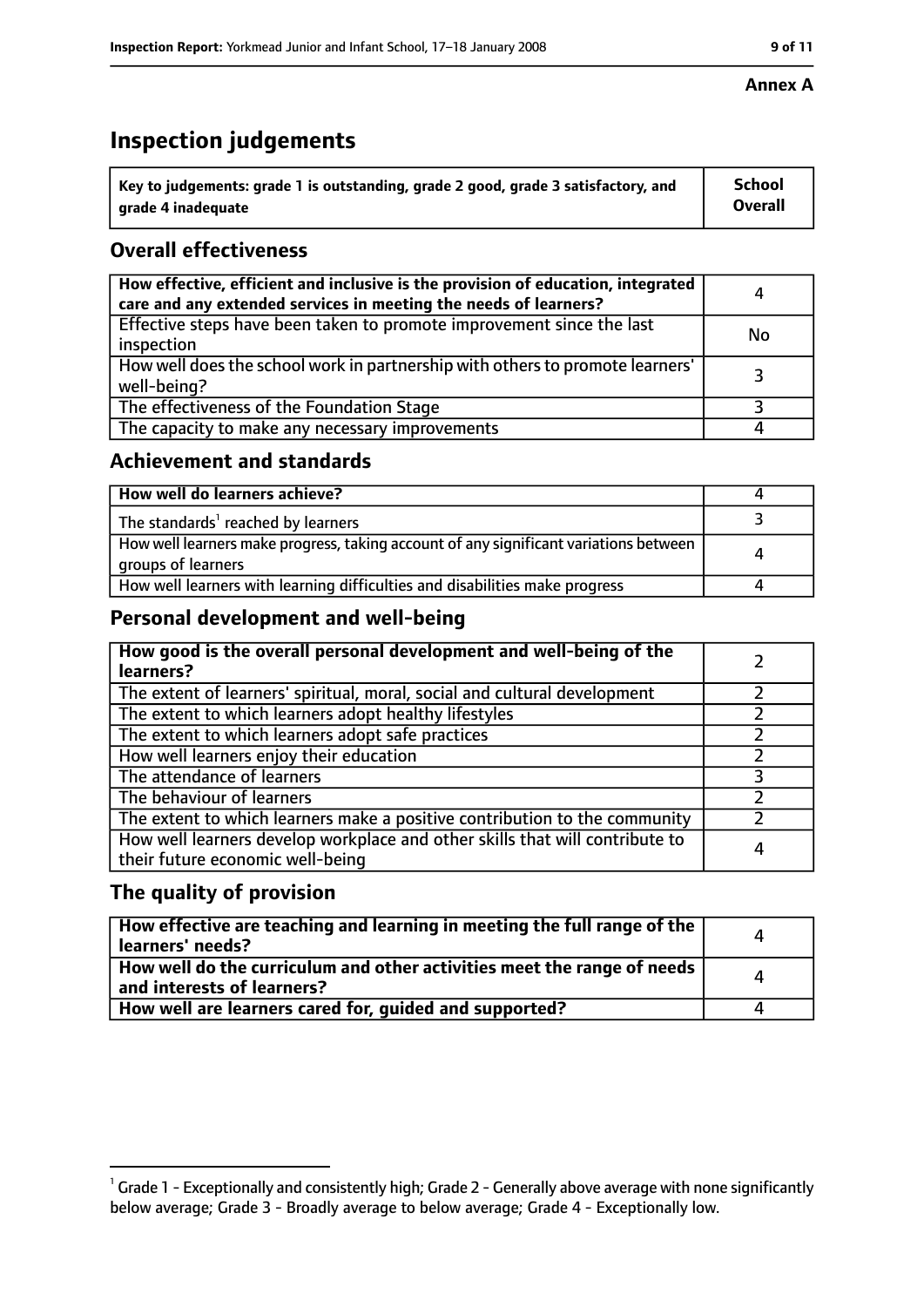**Annex A**

# Inspection judgements

| Key to judgements: grade 1 is outstanding, grade 2 good, grade 3 satisfactory, and grade 4 inadequate | School Overall |
|---|---|

## Overall effectiveness

| | |
|---|---|
| How effective, efficient and inclusive is the provision of education, integrated care and any extended services in meeting the needs of learners? | 4 |
| Effective steps have been taken to promote improvement since the last inspection | No |
| How well does the school work in partnership with others to promote learners' well-being? | 3 |
| The effectiveness of the Foundation Stage | 3 |
| The capacity to make any necessary improvements | 4 |

## Achievement and standards

| | |
|---|---|
| How well do learners achieve? | 4 |
| The standards[1] reached by learners | 3 |
| How well learners make progress, taking account of any significant variations between groups of learners | 4 |
| How well learners with learning difficulties and disabilities make progress | 4 |

## Personal development and well-being

| | |
|---|---|
| How good is the overall personal development and well-being of the learners? | 2 |
| The extent of learners' spiritual, moral, social and cultural development | 2 |
| The extent to which learners adopt healthy lifestyles | 2 |
| The extent to which learners adopt safe practices | 2 |
| How well learners enjoy their education | 2 |
| The attendance of learners | 3 |
| The behaviour of learners | 2 |
| The extent to which learners make a positive contribution to the community | 2 |
| How well learners develop workplace and other skills that will contribute to their future economic well-being | 4 |

## The quality of provision

| | |
|---|---|
| How effective are teaching and learning in meeting the full range of the learners' needs? | 4 |
| How well do the curriculum and other activities meet the range of needs and interests of learners? | 4 |
| How well are learners cared for, guided and supported? | 4 |

[1] Grade 1 - Exceptionally and consistently high; Grade 2 - Generally above average with none significantly below average; Grade 3 - Broadly average to below average; Grade 4 - Exceptionally low.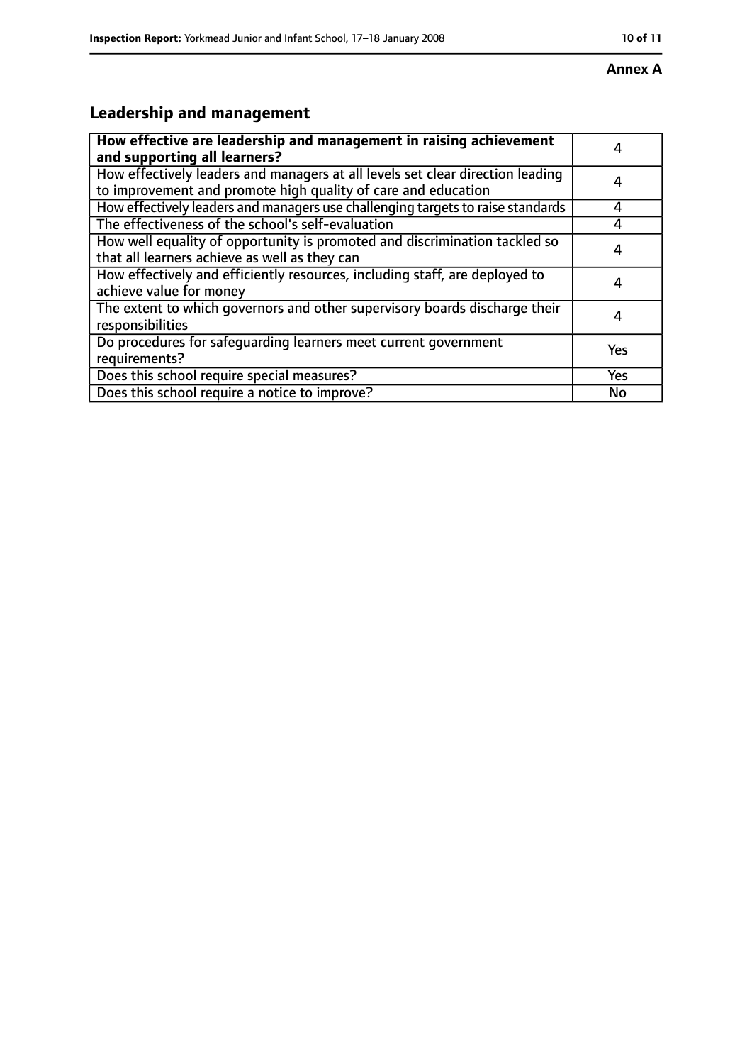**Annex A**

## Leadership and management

| How effective are leadership and management in raising achievement and supporting all learners? | 4 |
|---|---|
| How effectively leaders and managers at all levels set clear direction leading to improvement and promote high quality of care and education | 4 |
| How effectively leaders and managers use challenging targets to raise standards | 4 |
| The effectiveness of the school's self-evaluation | 4 |
| How well equality of opportunity is promoted and discrimination tackled so that all learners achieve as well as they can | 4 |
| How effectively and efficiently resources, including staff, are deployed to achieve value for money | 4 |
| The extent to which governors and other supervisory boards discharge their responsibilities | 4 |
| Do procedures for safeguarding learners meet current government requirements? | Yes |
| Does this school require special measures? | Yes |
| Does this school require a notice to improve? | No |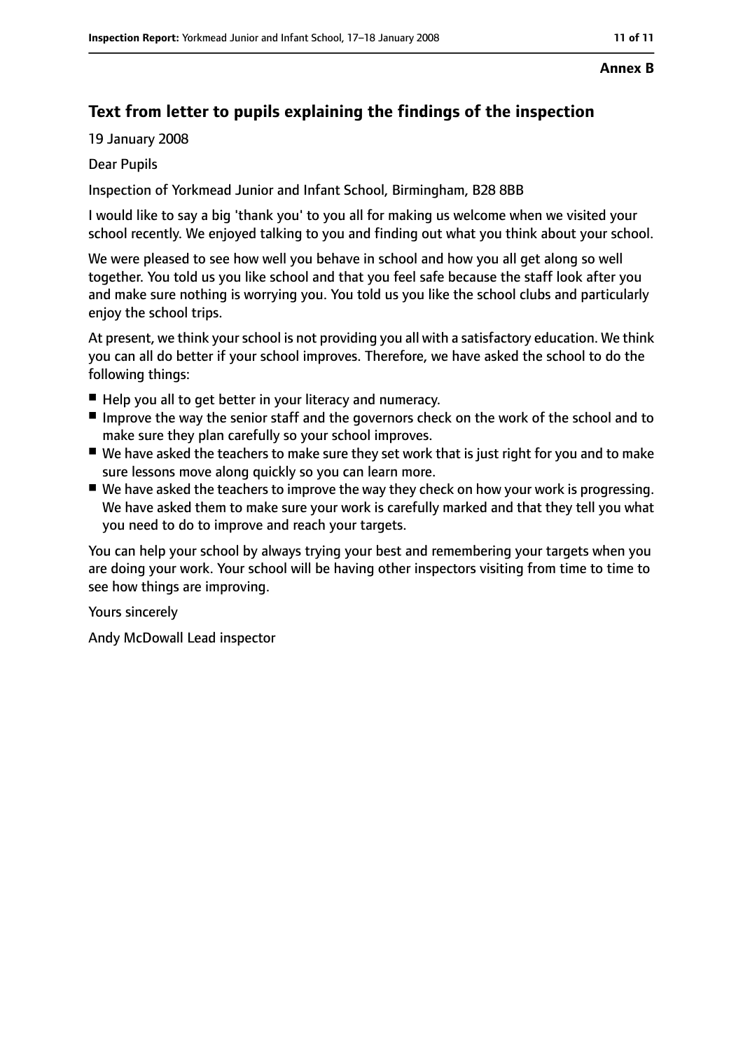**Annex B**

## Text from letter to pupils explaining the findings of the inspection

19 January 2008

Dear Pupils

Inspection of Yorkmead Junior and Infant School, Birmingham, B28 8BB

I would like to say a big 'thank you' to you all for making us welcome when we visited your school recently. We enjoyed talking to you and finding out what you think about your school.

We were pleased to see how well you behave in school and how you all get along so well together. You told us you like school and that you feel safe because the staff look after you and make sure nothing is worrying you. You told us you like the school clubs and particularly enjoy the school trips.

At present, we think your school is not providing you all with a satisfactory education. We think you can all do better if your school improves. Therefore, we have asked the school to do the following things:

- Help you all to get better in your literacy and numeracy.
- Improve the way the senior staff and the governors check on the work of the school and to make sure they plan carefully so your school improves.
- We have asked the teachers to make sure they set work that is just right for you and to make sure lessons move along quickly so you can learn more.
- We have asked the teachers to improve the way they check on how your work is progressing. We have asked them to make sure your work is carefully marked and that they tell you what you need to do to improve and reach your targets.

You can help your school by always trying your best and remembering your targets when you are doing your work. Your school will be having other inspectors visiting from time to time to see how things are improving.

Yours sincerely

Andy McDowall Lead inspector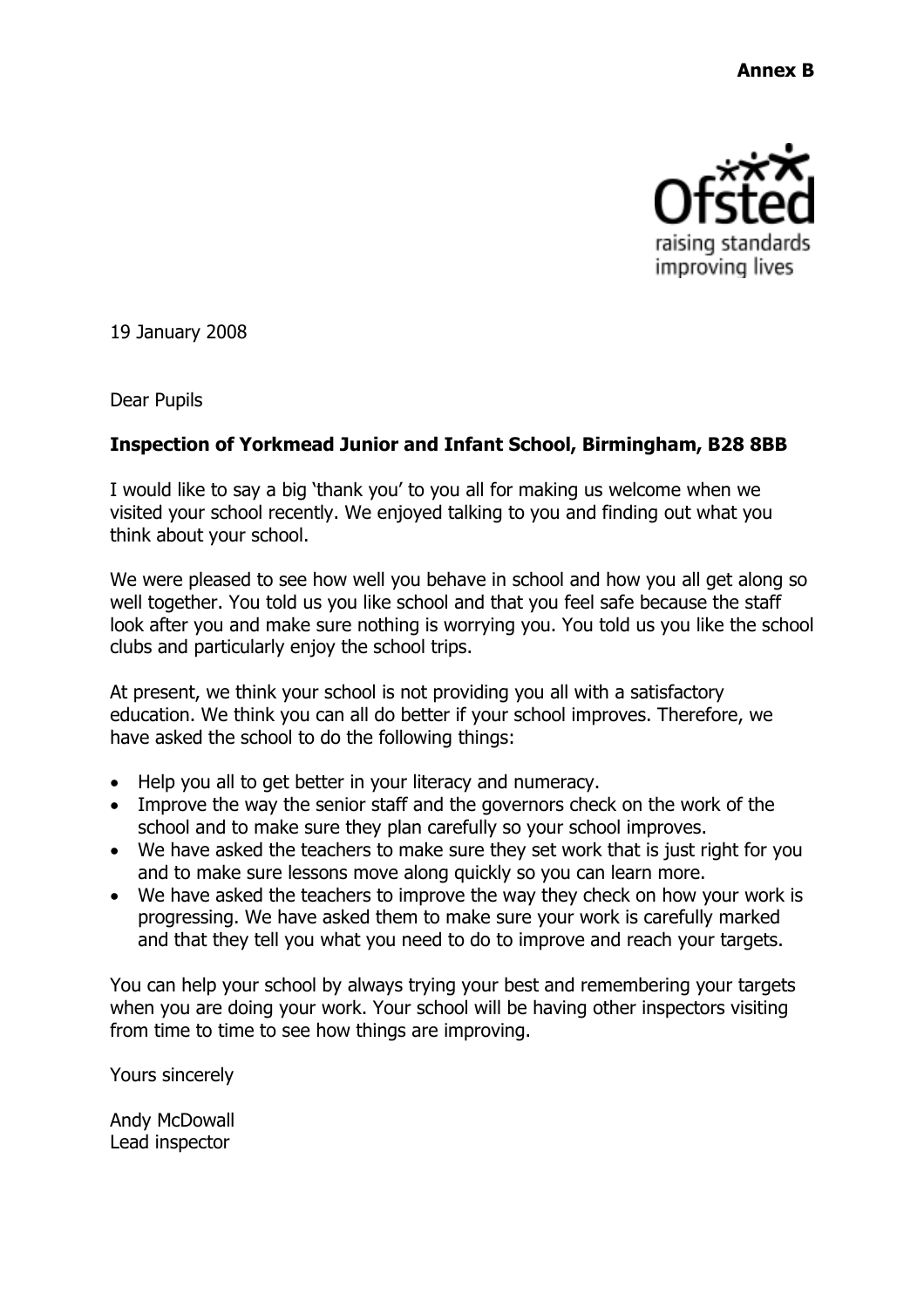**Annex B**

19 January 2008

Dear Pupils

**Inspection of Yorkmead Junior and Infant School, Birmingham, B28 8BB**

I would like to say a big 'thank you' to you all for making us welcome when we visited your school recently. We enjoyed talking to you and finding out what you think about your school.

We were pleased to see how well you behave in school and how you all get along so well together. You told us you like school and that you feel safe because the staff look after you and make sure nothing is worrying you. You told us you like the school clubs and particularly enjoy the school trips.

At present, we think your school is not providing you all with a satisfactory education. We think you can all do better if your school improves. Therefore, we have asked the school to do the following things:

- Help you all to get better in your literacy and numeracy.
- Improve the way the senior staff and the governors check on the work of the school and to make sure they plan carefully so your school improves.
- We have asked the teachers to make sure they set work that is just right for you and to make sure lessons move along quickly so you can learn more.
- We have asked the teachers to improve the way they check on how your work is progressing. We have asked them to make sure your work is carefully marked and that they tell you what you need to do to improve and reach your targets.

You can help your school by always trying your best and remembering your targets when you are doing your work. Your school will be having other inspectors visiting from time to time to see how things are improving.

Yours sincerely

Andy McDowall
Lead inspector